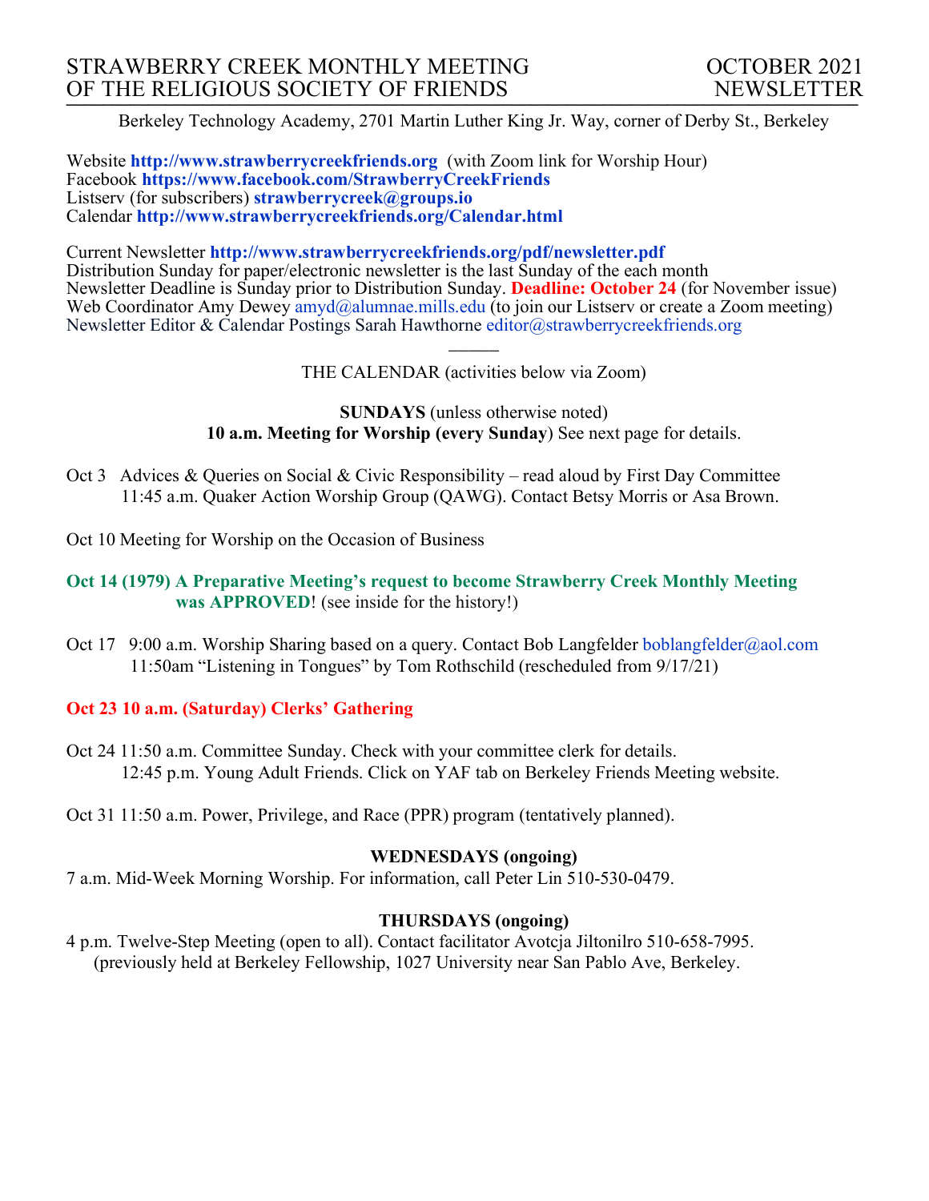# STRAWBERRY CREEK MONTHLY MEETING OF THE RELIGIOUS SOCIETY OF FRIENDS

**OCTOBER 2021 NEWSLETTER**

Berkeley Technology Academy, 2701 Martin Luther King Jr. Way, corner of Derby St., Berkeley

Website **http://www.strawberrycreekfriends.org** (with Zoom link for Worship Hour)
Facebook **https://www.facebook.com/StrawberryCreekFriends**
Listserv (for subscribers) **strawberrycreek@groups.io**
Calendar **http://www.strawberrycreekfriends.org/Calendar.html**

Current Newsletter **http://www.strawberrycreekfriends.org/pdf/newsletter.pdf**
Distribution Sunday for paper/electronic newsletter is the last Sunday of the each month
Newsletter Deadline is Sunday prior to Distribution Sunday. **Deadline: October 24** (for November issue)
Web Coordinator Amy Dewey amyd@alumnae.mills.edu (to join our Listserv or create a Zoom meeting)
Newsletter Editor & Calendar Postings Sarah Hawthorne editor@strawberrycreekfriends.org

---

## THE CALENDAR (activities below via Zoom)

**SUNDAYS** (unless otherwise noted)
**10 a.m. Meeting for Worship (every Sunday**) See next page for details.

Oct 3 Advices & Queries on Social & Civic Responsibility – read aloud by First Day Committee
11:45 a.m. Quaker Action Worship Group (QAWG). Contact Betsy Morris or Asa Brown.

Oct 10 Meeting for Worship on the Occasion of Business

**Oct 14 (1979) A Preparative Meeting's request to become Strawberry Creek Monthly Meeting was APPROVED**! (see inside for the history!)

Oct 17 9:00 a.m. Worship Sharing based on a query. Contact Bob Langfelder boblangfelder@aol.com
11:50am "Listening in Tongues" by Tom Rothschild (rescheduled from 9/17/21)

**Oct 23 10 a.m. (Saturday) Clerks' Gathering**

Oct 24 11:50 a.m. Committee Sunday. Check with your committee clerk for details.
12:45 p.m. Young Adult Friends. Click on YAF tab on Berkeley Friends Meeting website.

Oct 31 11:50 a.m. Power, Privilege, and Race (PPR) program (tentatively planned).

**WEDNESDAYS (ongoing)**

7 a.m. Mid-Week Morning Worship. For information, call Peter Lin 510-530-0479.

**THURSDAYS (ongoing)**

4 p.m. Twelve-Step Meeting (open to all). Contact facilitator Avotcja Jiltonilro 510-658-7995.
(previously held at Berkeley Fellowship, 1027 University near San Pablo Ave, Berkeley.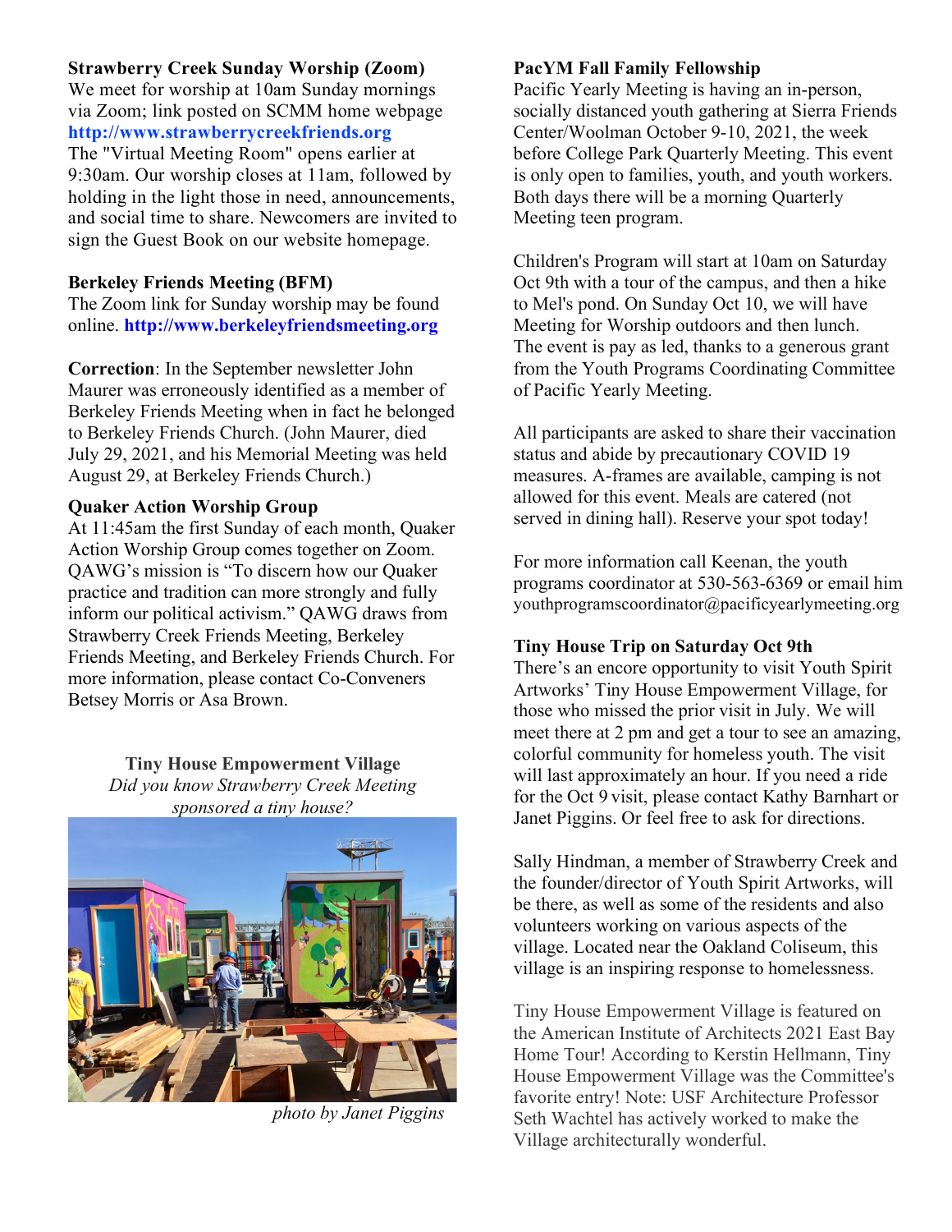**Strawberry Creek Sunday Worship (Zoom)**
We meet for worship at 10am Sunday mornings via Zoom; link posted on SCMM home webpage **http://www.strawberrycreekfriends.org**
The "Virtual Meeting Room" opens earlier at 9:30am. Our worship closes at 11am, followed by holding in the light those in need, announcements, and social time to share. Newcomers are invited to sign the Guest Book on our website homepage.

**Berkeley Friends Meeting (BFM)**
The Zoom link for Sunday worship may be found online. **http://www.berkeleyfriendsmeeting.org**

**Correction**: In the September newsletter John Maurer was erroneously identified as a member of Berkeley Friends Meeting when in fact he belonged to Berkeley Friends Church. (John Maurer, died July 29, 2021, and his Memorial Meeting was held August 29, at Berkeley Friends Church.)

**Quaker Action Worship Group**
At 11:45am the first Sunday of each month, Quaker Action Worship Group comes together on Zoom. QAWG's mission is "To discern how our Quaker practice and tradition can more strongly and fully inform our political activism." QAWG draws from Strawberry Creek Friends Meeting, Berkeley Friends Meeting, and Berkeley Friends Church. For more information, please contact Co-Conveners Betsey Morris or Asa Brown.

**Tiny House Empowerment Village**
*Did you know Strawberry Creek Meeting sponsored a tiny house?*

*photo by Janet Piggins*

**PacYM Fall Family Fellowship**
Pacific Yearly Meeting is having an in-person, socially distanced youth gathering at Sierra Friends Center/Woolman October 9-10, 2021, the week before College Park Quarterly Meeting. This event is only open to families, youth, and youth workers. Both days there will be a morning Quarterly Meeting teen program.

Children's Program will start at 10am on Saturday Oct 9th with a tour of the campus, and then a hike to Mel's pond. On Sunday Oct 10, we will have Meeting for Worship outdoors and then lunch. The event is pay as led, thanks to a generous grant from the Youth Programs Coordinating Committee of Pacific Yearly Meeting.

All participants are asked to share their vaccination status and abide by precautionary COVID 19 measures. A-frames are available, camping is not allowed for this event. Meals are catered (not served in dining hall). Reserve your spot today!

For more information call Keenan, the youth programs coordinator at 530-563-6369 or email him youthprogramscoordinator@pacificyearlymeeting.org

**Tiny House Trip on Saturday Oct 9th**
There's an encore opportunity to visit Youth Spirit Artworks' Tiny House Empowerment Village, for those who missed the prior visit in July. We will meet there at 2 pm and get a tour to see an amazing, colorful community for homeless youth. The visit will last approximately an hour. If you need a ride for the Oct 9 visit, please contact Kathy Barnhart or Janet Piggins. Or feel free to ask for directions.

Sally Hindman, a member of Strawberry Creek and the founder/director of Youth Spirit Artworks, will be there, as well as some of the residents and also volunteers working on various aspects of the village. Located near the Oakland Coliseum, this village is an inspiring response to homelessness.

Tiny House Empowerment Village is featured on the American Institute of Architects 2021 East Bay Home Tour! According to Kerstin Hellmann, Tiny House Empowerment Village was the Committee's favorite entry! Note: USF Architecture Professor Seth Wachtel has actively worked to make the Village architecturally wonderful.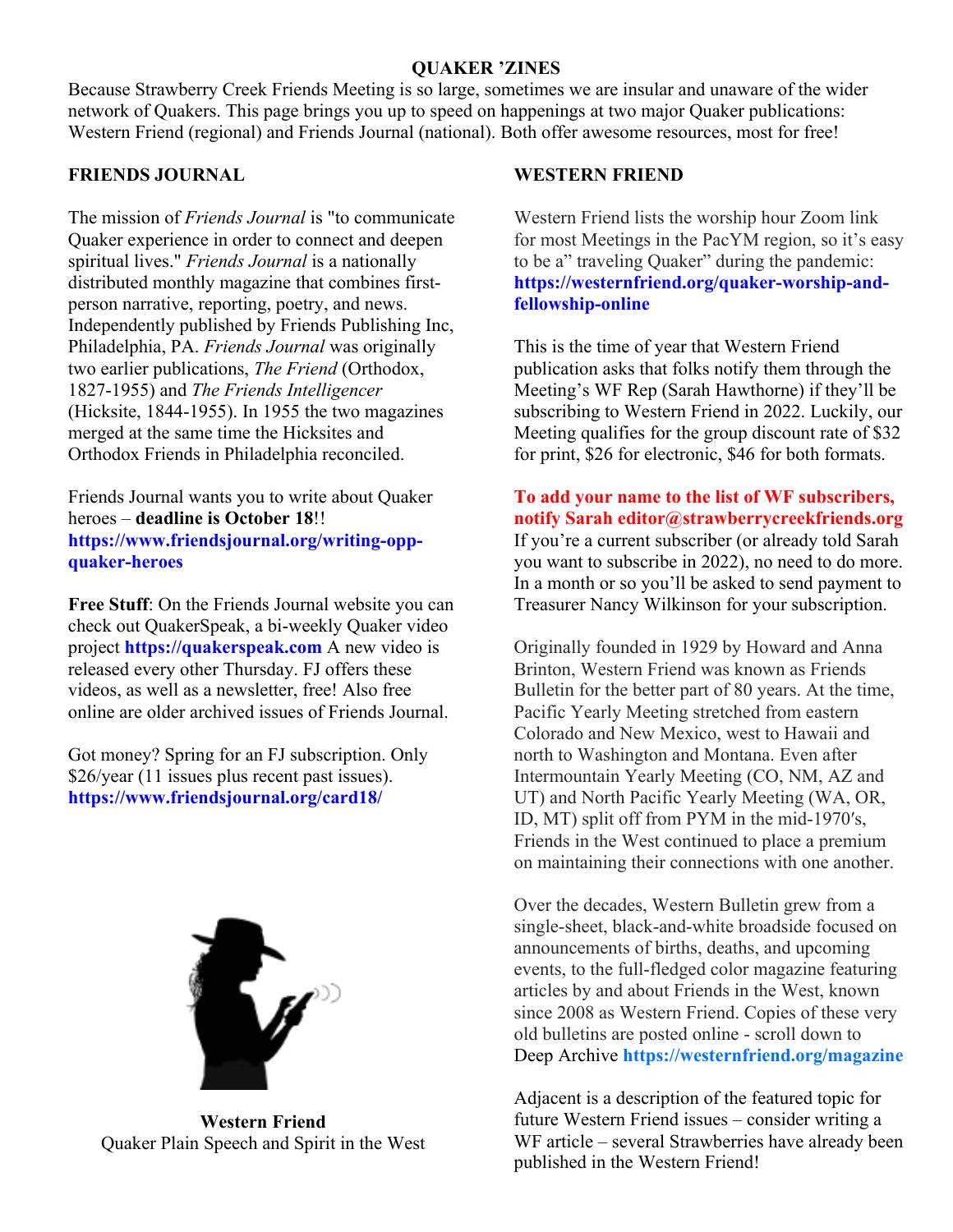## QUAKER 'ZINES

Because Strawberry Creek Friends Meeting is so large, sometimes we are insular and unaware of the wider network of Quakers. This page brings you up to speed on happenings at two major Quaker publications: Western Friend (regional) and Friends Journal (national). Both offer awesome resources, most for free!

### FRIENDS JOURNAL

The mission of *Friends Journal* is "to communicate Quaker experience in order to connect and deepen spiritual lives." *Friends Journal* is a nationally distributed monthly magazine that combines first-person narrative, reporting, poetry, and news. Independently published by Friends Publishing Inc, Philadelphia, PA. *Friends Journal* was originally two earlier publications, *The Friend* (Orthodox, 1827-1955) and *The Friends Intelligencer* (Hicksite, 1844-1955). In 1955 the two magazines merged at the same time the Hicksites and Orthodox Friends in Philadelphia reconciled.

Friends Journal wants you to write about Quaker heroes – **deadline is October 18**!! **https://www.friendsjournal.org/writing-opp-quaker-heroes**

**Free Stuff**: On the Friends Journal website you can check out QuakerSpeak, a bi-weekly Quaker video project **https://quakerspeak.com** A new video is released every other Thursday. FJ offers these videos, as well as a newsletter, free! Also free online are older archived issues of Friends Journal.

Got money? Spring for an FJ subscription. Only $26/year (11 issues plus recent past issues). **https://www.friendsjournal.org/card18/**

**Western Friend**
Quaker Plain Speech and Spirit in the West

### WESTERN FRIEND

Western Friend lists the worship hour Zoom link for most Meetings in the PacYM region, so it's easy to be a" traveling Quaker" during the pandemic: **https://westernfriend.org/quaker-worship-and-fellowship-online**

This is the time of year that Western Friend publication asks that folks notify them through the Meeting's WF Rep (Sarah Hawthorne) if they'll be subscribing to Western Friend in 2022. Luckily, our Meeting qualifies for the group discount rate of $32 for print, $26 for electronic, $46 for both formats.

**To add your name to the list of WF subscribers, notify Sarah editor@strawberrycreekfriends.org**
If you're a current subscriber (or already told Sarah you want to subscribe in 2022), no need to do more. In a month or so you'll be asked to send payment to Treasurer Nancy Wilkinson for your subscription.

Originally founded in 1929 by Howard and Anna Brinton, Western Friend was known as Friends Bulletin for the better part of 80 years. At the time, Pacific Yearly Meeting stretched from eastern Colorado and New Mexico, west to Hawaii and north to Washington and Montana. Even after Intermountain Yearly Meeting (CO, NM, AZ and UT) and North Pacific Yearly Meeting (WA, OR, ID, MT) split off from PYM in the mid-1970′s, Friends in the West continued to place a premium on maintaining their connections with one another.

Over the decades, Western Bulletin grew from a single-sheet, black-and-white broadside focused on announcements of births, deaths, and upcoming events, to the full-fledged color magazine featuring articles by and about Friends in the West, known since 2008 as Western Friend. Copies of these very old bulletins are posted online - scroll down to Deep Archive **https://westernfriend.org/magazine**

Adjacent is a description of the featured topic for future Western Friend issues – consider writing a WF article – several Strawberries have already been published in the Western Friend!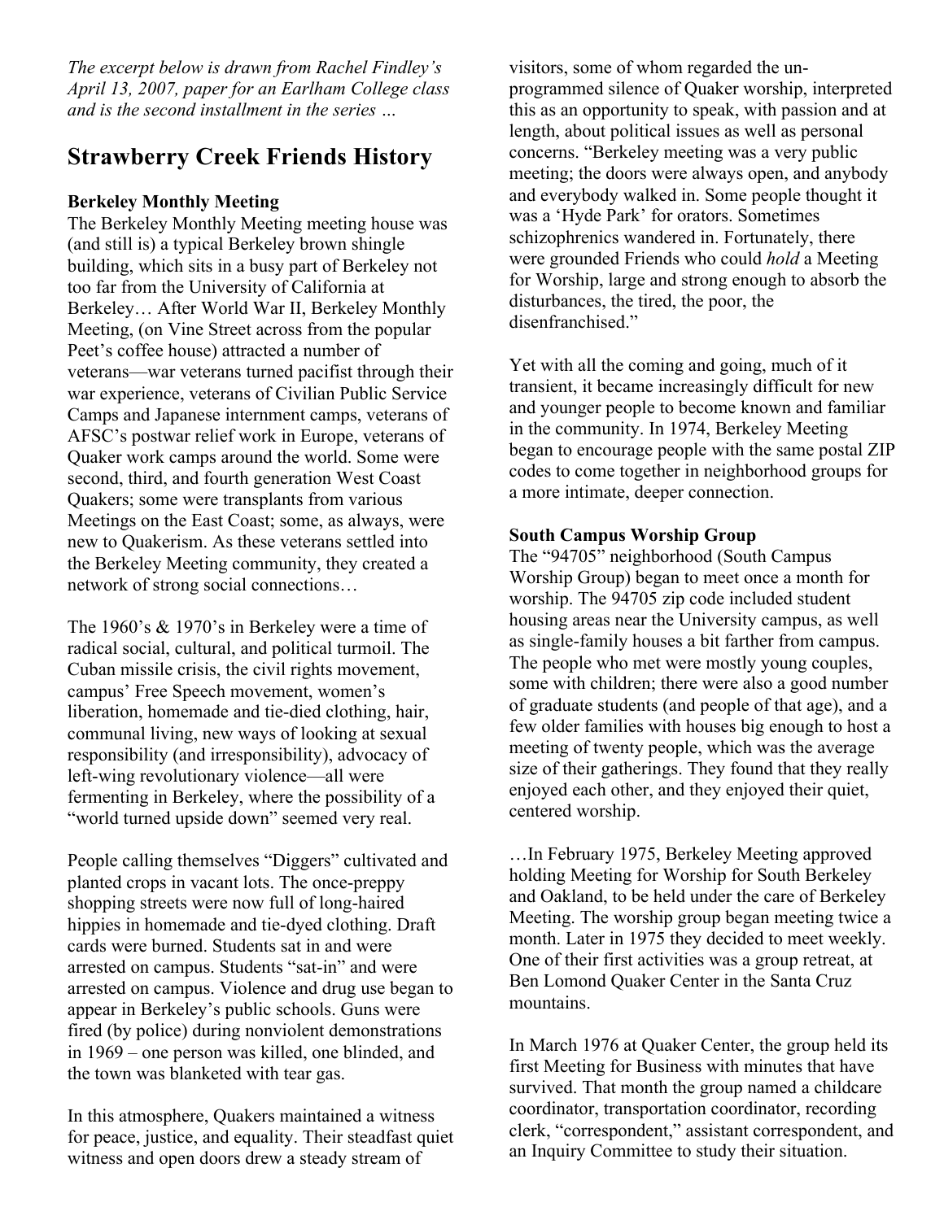*The excerpt below is drawn from Rachel Findley's April 13, 2007, paper for an Earlham College class and is the second installment in the series …*

## Strawberry Creek Friends History

**Berkeley Monthly Meeting**

The Berkeley Monthly Meeting meeting house was (and still is) a typical Berkeley brown shingle building, which sits in a busy part of Berkeley not too far from the University of California at Berkeley… After World War II, Berkeley Monthly Meeting, (on Vine Street across from the popular Peet's coffee house) attracted a number of veterans—war veterans turned pacifist through their war experience, veterans of Civilian Public Service Camps and Japanese internment camps, veterans of AFSC's postwar relief work in Europe, veterans of Quaker work camps around the world. Some were second, third, and fourth generation West Coast Quakers; some were transplants from various Meetings on the East Coast; some, as always, were new to Quakerism. As these veterans settled into the Berkeley Meeting community, they created a network of strong social connections…

The 1960's & 1970's in Berkeley were a time of radical social, cultural, and political turmoil. The Cuban missile crisis, the civil rights movement, campus' Free Speech movement, women's liberation, homemade and tie-died clothing, hair, communal living, new ways of looking at sexual responsibility (and irresponsibility), advocacy of left-wing revolutionary violence—all were fermenting in Berkeley, where the possibility of a "world turned upside down" seemed very real.

People calling themselves "Diggers" cultivated and planted crops in vacant lots. The once-preppy shopping streets were now full of long-haired hippies in homemade and tie-dyed clothing. Draft cards were burned. Students sat in and were arrested on campus. Students "sat-in" and were arrested on campus. Violence and drug use began to appear in Berkeley's public schools. Guns were fired (by police) during nonviolent demonstrations in 1969 – one person was killed, one blinded, and the town was blanketed with tear gas.

In this atmosphere, Quakers maintained a witness for peace, justice, and equality. Their steadfast quiet witness and open doors drew a steady stream of visitors, some of whom regarded the un-programmed silence of Quaker worship, interpreted this as an opportunity to speak, with passion and at length, about political issues as well as personal concerns. "Berkeley meeting was a very public meeting; the doors were always open, and anybody and everybody walked in. Some people thought it was a 'Hyde Park' for orators. Sometimes schizophrenics wandered in. Fortunately, there were grounded Friends who could *hold* a Meeting for Worship, large and strong enough to absorb the disturbances, the tired, the poor, the disenfranchised."

Yet with all the coming and going, much of it transient, it became increasingly difficult for new and younger people to become known and familiar in the community. In 1974, Berkeley Meeting began to encourage people with the same postal ZIP codes to come together in neighborhood groups for a more intimate, deeper connection.

**South Campus Worship Group**

The "94705" neighborhood (South Campus Worship Group) began to meet once a month for worship. The 94705 zip code included student housing areas near the University campus, as well as single-family houses a bit farther from campus. The people who met were mostly young couples, some with children; there were also a good number of graduate students (and people of that age), and a few older families with houses big enough to host a meeting of twenty people, which was the average size of their gatherings. They found that they really enjoyed each other, and they enjoyed their quiet, centered worship.

…In February 1975, Berkeley Meeting approved holding Meeting for Worship for South Berkeley and Oakland, to be held under the care of Berkeley Meeting. The worship group began meeting twice a month. Later in 1975 they decided to meet weekly. One of their first activities was a group retreat, at Ben Lomond Quaker Center in the Santa Cruz mountains.

In March 1976 at Quaker Center, the group held its first Meeting for Business with minutes that have survived. That month the group named a childcare coordinator, transportation coordinator, recording clerk, "correspondent," assistant correspondent, and an Inquiry Committee to study their situation.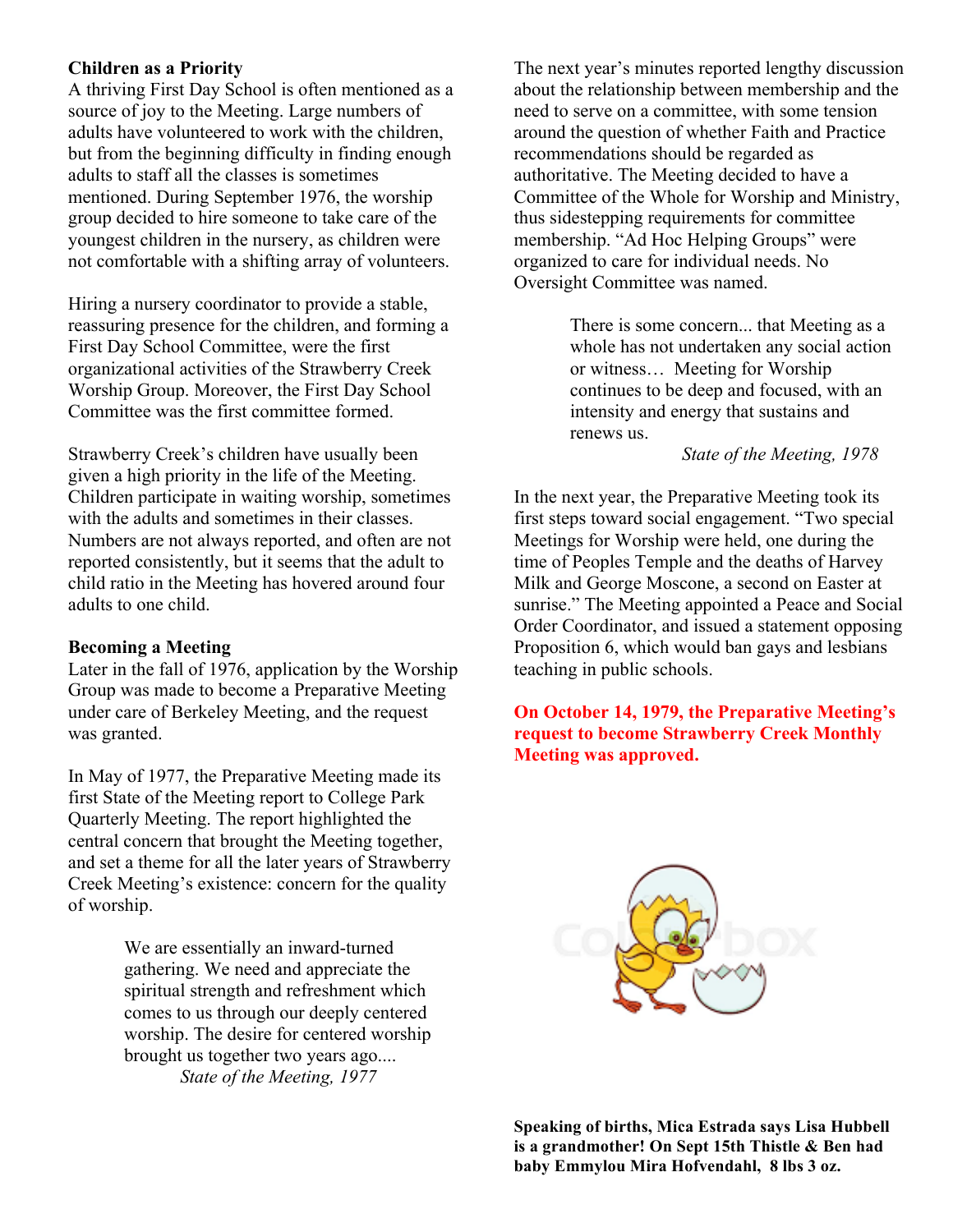**Children as a Priority**

A thriving First Day School is often mentioned as a source of joy to the Meeting. Large numbers of adults have volunteered to work with the children, but from the beginning difficulty in finding enough adults to staff all the classes is sometimes mentioned. During September 1976, the worship group decided to hire someone to take care of the youngest children in the nursery, as children were not comfortable with a shifting array of volunteers.

Hiring a nursery coordinator to provide a stable, reassuring presence for the children, and forming a First Day School Committee, were the first organizational activities of the Strawberry Creek Worship Group. Moreover, the First Day School Committee was the first committee formed.

Strawberry Creek's children have usually been given a high priority in the life of the Meeting. Children participate in waiting worship, sometimes with the adults and sometimes in their classes. Numbers are not always reported, and often are not reported consistently, but it seems that the adult to child ratio in the Meeting has hovered around four adults to one child.

**Becoming a Meeting**

Later in the fall of 1976, application by the Worship Group was made to become a Preparative Meeting under care of Berkeley Meeting, and the request was granted.

In May of 1977, the Preparative Meeting made its first State of the Meeting report to College Park Quarterly Meeting. The report highlighted the central concern that brought the Meeting together, and set a theme for all the later years of Strawberry Creek Meeting's existence: concern for the quality of worship.

> We are essentially an inward-turned gathering. We need and appreciate the spiritual strength and refreshment which comes to us through our deeply centered worship. The desire for centered worship brought us together two years ago....
>
> *State of the Meeting, 1977*

The next year's minutes reported lengthy discussion about the relationship between membership and the need to serve on a committee, with some tension around the question of whether Faith and Practice recommendations should be regarded as authoritative. The Meeting decided to have a Committee of the Whole for Worship and Ministry, thus sidestepping requirements for committee membership. "Ad Hoc Helping Groups" were organized to care for individual needs. No Oversight Committee was named.

> There is some concern... that Meeting as a whole has not undertaken any social action or witness… Meeting for Worship continues to be deep and focused, with an intensity and energy that sustains and renews us.
>
> *State of the Meeting, 1978*

In the next year, the Preparative Meeting took its first steps toward social engagement. "Two special Meetings for Worship were held, one during the time of Peoples Temple and the deaths of Harvey Milk and George Moscone, a second on Easter at sunrise." The Meeting appointed a Peace and Social Order Coordinator, and issued a statement opposing Proposition 6, which would ban gays and lesbians teaching in public schools.

**On October 14, 1979, the Preparative Meeting's request to become Strawberry Creek Monthly Meeting was approved.**

**Speaking of births, Mica Estrada says Lisa Hubbell is a grandmother! On Sept 15th Thistle & Ben had baby Emmylou Mira Hofvendahl, 8 lbs 3 oz.**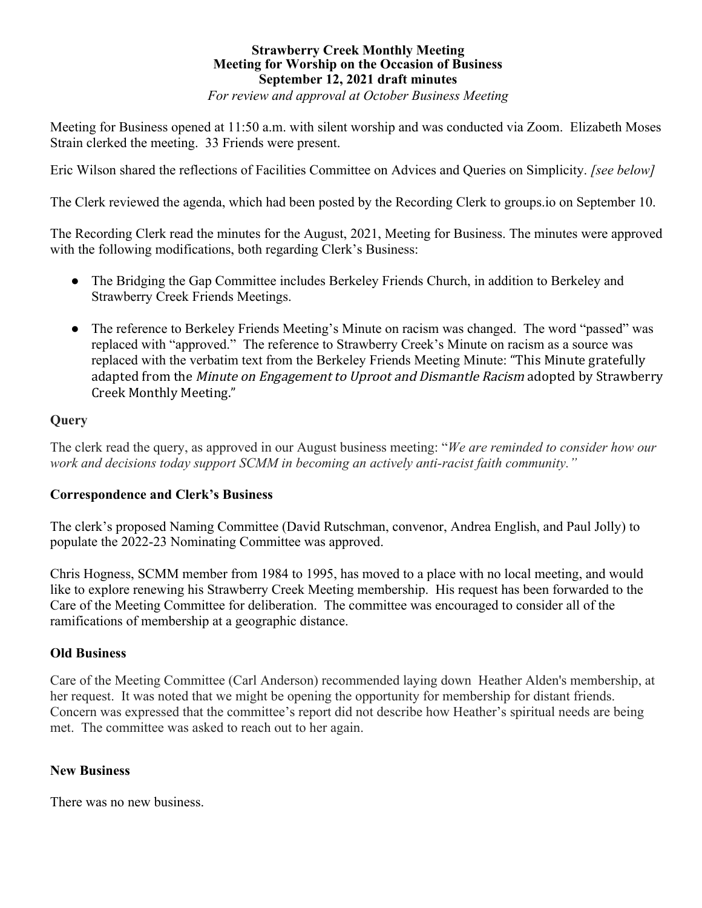**Strawberry Creek Monthly Meeting**
**Meeting for Worship on the Occasion of Business**
**September 12, 2021 draft minutes**
*For review and approval at October Business Meeting*

Meeting for Business opened at 11:50 a.m. with silent worship and was conducted via Zoom. Elizabeth Moses Strain clerked the meeting. 33 Friends were present.

Eric Wilson shared the reflections of Facilities Committee on Advices and Queries on Simplicity. *[see below]*

The Clerk reviewed the agenda, which had been posted by the Recording Clerk to groups.io on September 10.

The Recording Clerk read the minutes for the August, 2021, Meeting for Business. The minutes were approved with the following modifications, both regarding Clerk's Business:

- The Bridging the Gap Committee includes Berkeley Friends Church, in addition to Berkeley and Strawberry Creek Friends Meetings.
- The reference to Berkeley Friends Meeting's Minute on racism was changed. The word "passed" was replaced with "approved." The reference to Strawberry Creek's Minute on racism as a source was replaced with the verbatim text from the Berkeley Friends Meeting Minute: "This Minute gratefully adapted from the *Minute on Engagement to Uproot and Dismantle Racism* adopted by Strawberry Creek Monthly Meeting."

### Query

The clerk read the query, as approved in our August business meeting: "*We are reminded to consider how our work and decisions today support SCMM in becoming an actively anti-racist faith community.*"

### Correspondence and Clerk's Business

The clerk's proposed Naming Committee (David Rutschman, convenor, Andrea English, and Paul Jolly) to populate the 2022-23 Nominating Committee was approved.

Chris Hogness, SCMM member from 1984 to 1995, has moved to a place with no local meeting, and would like to explore renewing his Strawberry Creek Meeting membership. His request has been forwarded to the Care of the Meeting Committee for deliberation. The committee was encouraged to consider all of the ramifications of membership at a geographic distance.

### Old Business

Care of the Meeting Committee (Carl Anderson) recommended laying down Heather Alden's membership, at her request. It was noted that we might be opening the opportunity for membership for distant friends. Concern was expressed that the committee's report did not describe how Heather's spiritual needs are being met. The committee was asked to reach out to her again.

### New Business

There was no new business.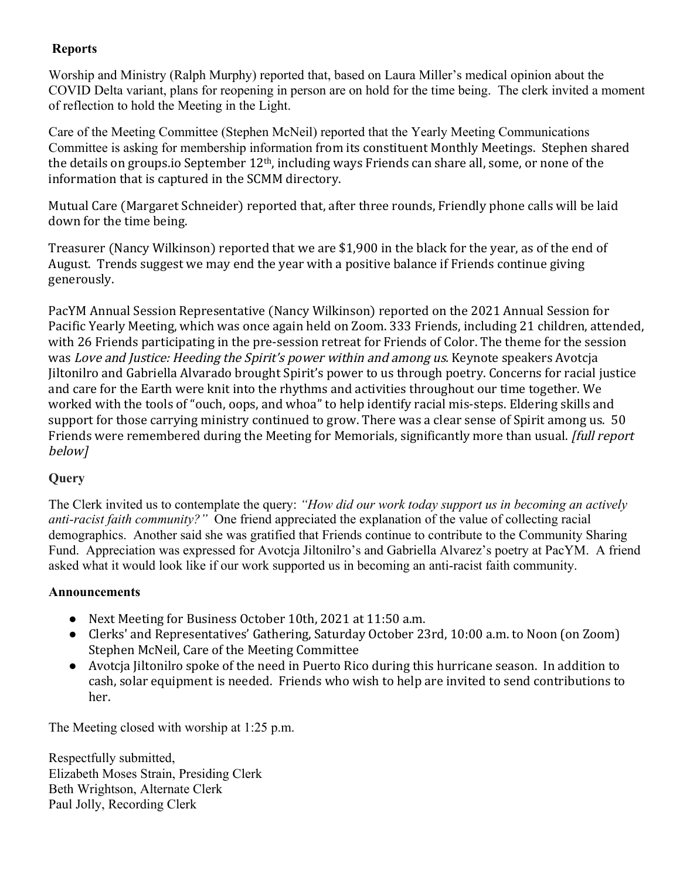## Reports

Worship and Ministry (Ralph Murphy) reported that, based on Laura Miller's medical opinion about the COVID Delta variant, plans for reopening in person are on hold for the time being. The clerk invited a moment of reflection to hold the Meeting in the Light.

Care of the Meeting Committee (Stephen McNeil) reported that the Yearly Meeting Communications Committee is asking for membership information from its constituent Monthly Meetings. Stephen shared the details on groups.io September 12th, including ways Friends can share all, some, or none of the information that is captured in the SCMM directory.

Mutual Care (Margaret Schneider) reported that, after three rounds, Friendly phone calls will be laid down for the time being.

Treasurer (Nancy Wilkinson) reported that we are $1,900 in the black for the year, as of the end of August. Trends suggest we may end the year with a positive balance if Friends continue giving generously.

PacYM Annual Session Representative (Nancy Wilkinson) reported on the 2021 Annual Session for Pacific Yearly Meeting, which was once again held on Zoom. 333 Friends, including 21 children, attended, with 26 Friends participating in the pre-session retreat for Friends of Color. The theme for the session was *Love and Justice: Heeding the Spirit's power within and among us*. Keynote speakers Avotcja Jiltonilro and Gabriella Alvarado brought Spirit's power to us through poetry. Concerns for racial justice and care for the Earth were knit into the rhythms and activities throughout our time together. We worked with the tools of "ouch, oops, and whoa" to help identify racial mis-steps. Eldering skills and support for those carrying ministry continued to grow. There was a clear sense of Spirit among us. 50 Friends were remembered during the Meeting for Memorials, significantly more than usual. *[full report below]*

## Query

The Clerk invited us to contemplate the query: *"How did our work today support us in becoming an actively anti-racist faith community?"* One friend appreciated the explanation of the value of collecting racial demographics. Another said she was gratified that Friends continue to contribute to the Community Sharing Fund. Appreciation was expressed for Avotcja Jiltonilro's and Gabriella Alvarez's poetry at PacYM. A friend asked what it would look like if our work supported us in becoming an anti-racist faith community.

## Announcements

- Next Meeting for Business October 10th, 2021 at 11:50 a.m.
- Clerks' and Representatives' Gathering, Saturday October 23rd, 10:00 a.m. to Noon (on Zoom) Stephen McNeil, Care of the Meeting Committee
- Avotcja Jiltonilro spoke of the need in Puerto Rico during this hurricane season. In addition to cash, solar equipment is needed. Friends who wish to help are invited to send contributions to her.

The Meeting closed with worship at 1:25 p.m.

Respectfully submitted,
Elizabeth Moses Strain, Presiding Clerk
Beth Wrightson, Alternate Clerk
Paul Jolly, Recording Clerk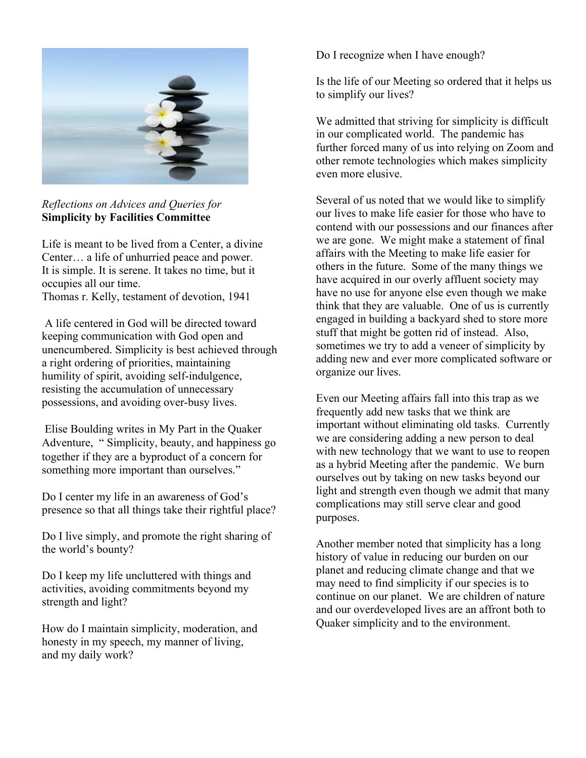*Reflections on Advices and Queries for* **Simplicity by Facilities Committee**

Life is meant to be lived from a Center, a divine Center… a life of unhurried peace and power. It is simple. It is serene. It takes no time, but it occupies all our time.
Thomas r. Kelly, testament of devotion, 1941

A life centered in God will be directed toward keeping communication with God open and unencumbered. Simplicity is best achieved through a right ordering of priorities, maintaining humility of spirit, avoiding self-indulgence, resisting the accumulation of unnecessary possessions, and avoiding over-busy lives.

Elise Boulding writes in My Part in the Quaker Adventure, " Simplicity, beauty, and happiness go together if they are a byproduct of a concern for something more important than ourselves."

Do I center my life in an awareness of God's presence so that all things take their rightful place?

Do I live simply, and promote the right sharing of the world's bounty?

Do I keep my life uncluttered with things and activities, avoiding commitments beyond my strength and light?

How do I maintain simplicity, moderation, and honesty in my speech, my manner of living, and my daily work?

Do I recognize when I have enough?

Is the life of our Meeting so ordered that it helps us to simplify our lives?

We admitted that striving for simplicity is difficult in our complicated world. The pandemic has further forced many of us into relying on Zoom and other remote technologies which makes simplicity even more elusive.

Several of us noted that we would like to simplify our lives to make life easier for those who have to contend with our possessions and our finances after we are gone. We might make a statement of final affairs with the Meeting to make life easier for others in the future. Some of the many things we have acquired in our overly affluent society may have no use for anyone else even though we make think that they are valuable. One of us is currently engaged in building a backyard shed to store more stuff that might be gotten rid of instead. Also, sometimes we try to add a veneer of simplicity by adding new and ever more complicated software or organize our lives.

Even our Meeting affairs fall into this trap as we frequently add new tasks that we think are important without eliminating old tasks. Currently we are considering adding a new person to deal with new technology that we want to use to reopen as a hybrid Meeting after the pandemic. We burn ourselves out by taking on new tasks beyond our light and strength even though we admit that many complications may still serve clear and good purposes.

Another member noted that simplicity has a long history of value in reducing our burden on our planet and reducing climate change and that we may need to find simplicity if our species is to continue on our planet. We are children of nature and our overdeveloped lives are an affront both to Quaker simplicity and to the environment.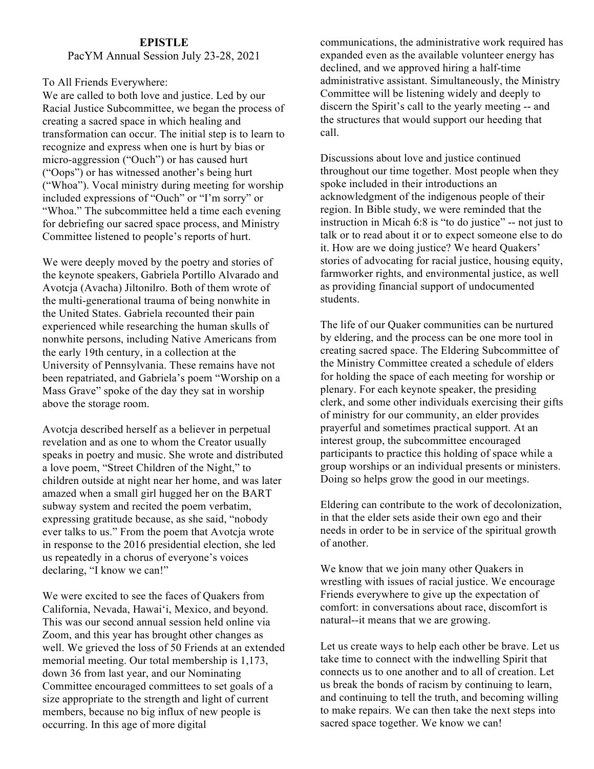**EPISTLE**

PacYM Annual Session July 23-28, 2021

To All Friends Everywhere:

We are called to both love and justice. Led by our Racial Justice Subcommittee, we began the process of creating a sacred space in which healing and transformation can occur. The initial step is to learn to recognize and express when one is hurt by bias or micro-aggression ("Ouch") or has caused hurt ("Oops") or has witnessed another's being hurt ("Whoa"). Vocal ministry during meeting for worship included expressions of "Ouch" or "I'm sorry" or "Whoa." The subcommittee held a time each evening for debriefing our sacred space process, and Ministry Committee listened to people's reports of hurt.

We were deeply moved by the poetry and stories of the keynote speakers, Gabriela Portillo Alvarado and Avotcja (Avacha) Jiltonilro. Both of them wrote of the multi-generational trauma of being nonwhite in the United States. Gabriela recounted their pain experienced while researching the human skulls of nonwhite persons, including Native Americans from the early 19th century, in a collection at the University of Pennsylvania. These remains have not been repatriated, and Gabriela's poem "Worship on a Mass Grave" spoke of the day they sat in worship above the storage room.

Avotcja described herself as a believer in perpetual revelation and as one to whom the Creator usually speaks in poetry and music. She wrote and distributed a love poem, "Street Children of the Night," to children outside at night near her home, and was later amazed when a small girl hugged her on the BART subway system and recited the poem verbatim, expressing gratitude because, as she said, "nobody ever talks to us." From the poem that Avotcja wrote in response to the 2016 presidential election, she led us repeatedly in a chorus of everyone's voices declaring, "I know we can!"

We were excited to see the faces of Quakers from California, Nevada, Hawai'i, Mexico, and beyond. This was our second annual session held online via Zoom, and this year has brought other changes as well. We grieved the loss of 50 Friends at an extended memorial meeting. Our total membership is 1,173, down 36 from last year, and our Nominating Committee encouraged committees to set goals of a size appropriate to the strength and light of current members, because no big influx of new people is occurring. In this age of more digital communications, the administrative work required has expanded even as the available volunteer energy has declined, and we approved hiring a half-time administrative assistant. Simultaneously, the Ministry Committee will be listening widely and deeply to discern the Spirit's call to the yearly meeting -- and the structures that would support our heeding that call.

Discussions about love and justice continued throughout our time together. Most people when they spoke included in their introductions an acknowledgment of the indigenous people of their region. In Bible study, we were reminded that the instruction in Micah 6:8 is "to do justice" -- not just to talk or to read about it or to expect someone else to do it. How are we doing justice? We heard Quakers' stories of advocating for racial justice, housing equity, farmworker rights, and environmental justice, as well as providing financial support of undocumented students.

The life of our Quaker communities can be nurtured by eldering, and the process can be one more tool in creating sacred space. The Eldering Subcommittee of the Ministry Committee created a schedule of elders for holding the space of each meeting for worship or plenary. For each keynote speaker, the presiding clerk, and some other individuals exercising their gifts of ministry for our community, an elder provides prayerful and sometimes practical support. At an interest group, the subcommittee encouraged participants to practice this holding of space while a group worships or an individual presents or ministers. Doing so helps grow the good in our meetings.

Eldering can contribute to the work of decolonization, in that the elder sets aside their own ego and their needs in order to be in service of the spiritual growth of another.

We know that we join many other Quakers in wrestling with issues of racial justice. We encourage Friends everywhere to give up the expectation of comfort: in conversations about race, discomfort is natural--it means that we are growing.

Let us create ways to help each other be brave. Let us take time to connect with the indwelling Spirit that connects us to one another and to all of creation. Let us break the bonds of racism by continuing to learn, and continuing to tell the truth, and becoming willing to make repairs. We can then take the next steps into sacred space together. We know we can!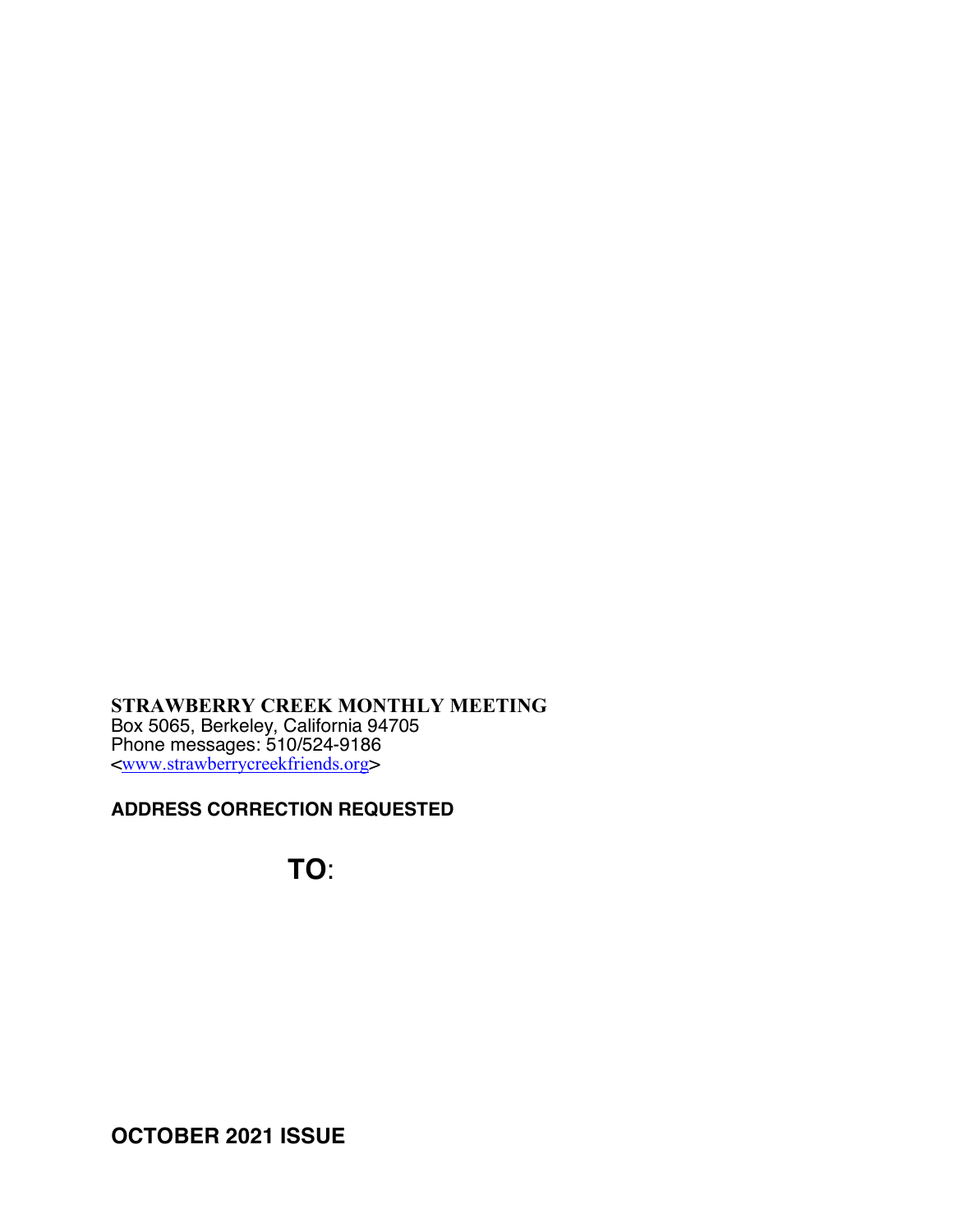**STRAWBERRY CREEK MONTHLY MEETING**
Box 5065, Berkeley, California 94705
Phone messages: 510/524-9186
<www.strawberrycreekfriends.org>

**ADDRESS CORRECTION REQUESTED**

**TO**:

**OCTOBER 2021 ISSUE**